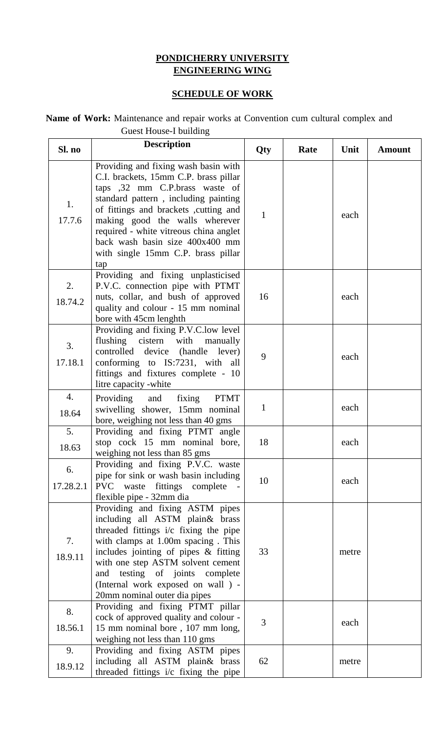**PONDICHERRY UNIVERSITY**
**ENGINEERING WING**

**SCHEDULE OF WORK**

**Name of Work:** Maintenance and repair works at Convention cum cultural complex and Guest House-I building

| Sl. no | Description | Qty | Rate | Unit | Amount |
|---|---|---|---|---|---|
| 1. 17.7.6 | Providing and fixing wash basin with C.I. brackets, 15mm C.P. brass pillar taps ,32 mm C.P.brass waste of standard pattern , including painting of fittings and brackets ,cutting and making good the walls wherever required - white vitreous china anglet back wash basin size 400x400 mm with single 15mm C.P. brass pillar tap | 1 | | each | |
| 2. 18.74.2 | Providing and fixing unplasticised P.V.C. connection pipe with PTMT nuts, collar, and bush of approved quality and colour - 15 mm nominal bore with 45cm lenghth | 16 | | each | |
| 3. 17.18.1 | Providing and fixing P.V.C.low level flushing cistern with manually controlled device (handle lever) conforming to IS:7231, with all fittings and fixtures complete - 10 litre capacity -white | 9 | | each | |
| 4. 18.64 | Providing and fixing PTMT swivelling shower, 15mm nominal bore, weighing not less than 40 gms | 1 | | each | |
| 5. 18.63 | Providing and fixing PTMT angle stop cock 15 mm nominal bore, weighing not less than 85 gms | 18 | | each | |
| 6. 17.28.2.1 | Providing and fixing P.V.C. waste pipe for sink or wash basin including PVC waste fittings complete - flexible pipe - 32mm dia | 10 | | each | |
| 7. 18.9.11 | Providing and fixing ASTM pipes including all ASTM plain& brass threaded fittings i/c fixing the pipe with clamps at 1.00m spacing . This includes jointing of pipes & fitting with one step ASTM solvent cement and testing of joints complete (Internal work exposed on wall ) - 20mm nominal outer dia pipes | 33 | | metre | |
| 8. 18.56.1 | Providing and fixing PTMT pillar cock of approved quality and colour - 15 mm nominal bore , 107 mm long, weighing not less than 110 gms | 3 | | each | |
| 9. 18.9.12 | Providing and fixing ASTM pipes including all ASTM plain& brass threaded fittings i/c fixing the pipe | 62 | | metre | |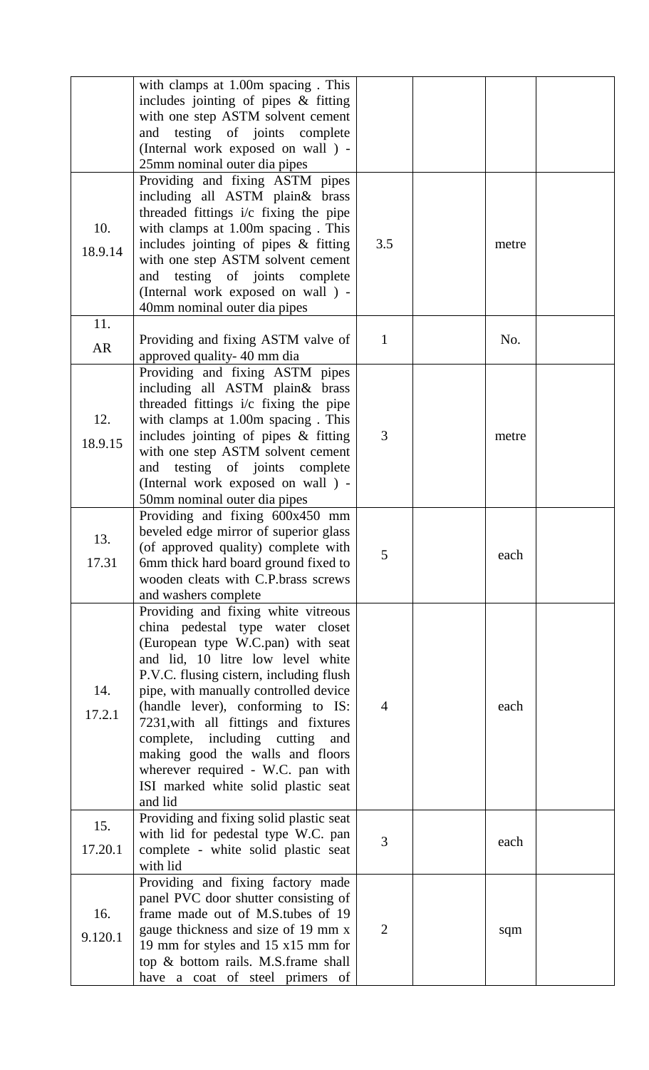| | | | | | |
|---|---|---|---|---|---|
| | with clamps at 1.00m spacing . This includes jointing of pipes & fitting with one step ASTM solvent cement and testing of joints complete (Internal work exposed on wall ) - 25mm nominal outer dia pipes | | | | |
| 10. 18.9.14 | Providing and fixing ASTM pipes including all ASTM plain& brass threaded fittings i/c fixing the pipe with clamps at 1.00m spacing . This includes jointing of pipes & fitting with one step ASTM solvent cement and testing of joints complete (Internal work exposed on wall ) - 40mm nominal outer dia pipes | 3.5 | | metre | |
| 11. AR | Providing and fixing ASTM valve of approved quality- 40 mm dia | 1 | | No. | |
| 12. 18.9.15 | Providing and fixing ASTM pipes including all ASTM plain& brass threaded fittings i/c fixing the pipe with clamps at 1.00m spacing . This includes jointing of pipes & fitting with one step ASTM solvent cement and testing of joints complete (Internal work exposed on wall ) - 50mm nominal outer dia pipes | 3 | | metre | |
| 13. 17.31 | Providing and fixing 600x450 mm beveled edge mirror of superior glass (of approved quality) complete with 6mm thick hard board ground fixed to wooden cleats with C.P.brass screws and washers complete | 5 | | each | |
| 14. 17.2.1 | Providing and fixing white vitreous china pedestal type water closet (European type W.C.pan) with seat and lid, 10 litre low level white P.V.C. flusing cistern, including flush pipe, with manually controlled device (handle lever), conforming to IS: 7231,with all fittings and fixtures complete, including cutting and making good the walls and floors wherever required - W.C. pan with ISI marked white solid plastic seat and lid | 4 | | each | |
| 15. 17.20.1 | Providing and fixing solid plastic seat with lid for pedestal type W.C. pan complete - white solid plastic seat with lid | 3 | | each | |
| 16. 9.120.1 | Providing and fixing factory made panel PVC door shutter consisting of frame made out of M.S.tubes of 19 gauge thickness and size of 19 mm x 19 mm for styles and 15 x15 mm for top & bottom rails. M.S.frame shall have a coat of steel primers of | 2 | | sqm | |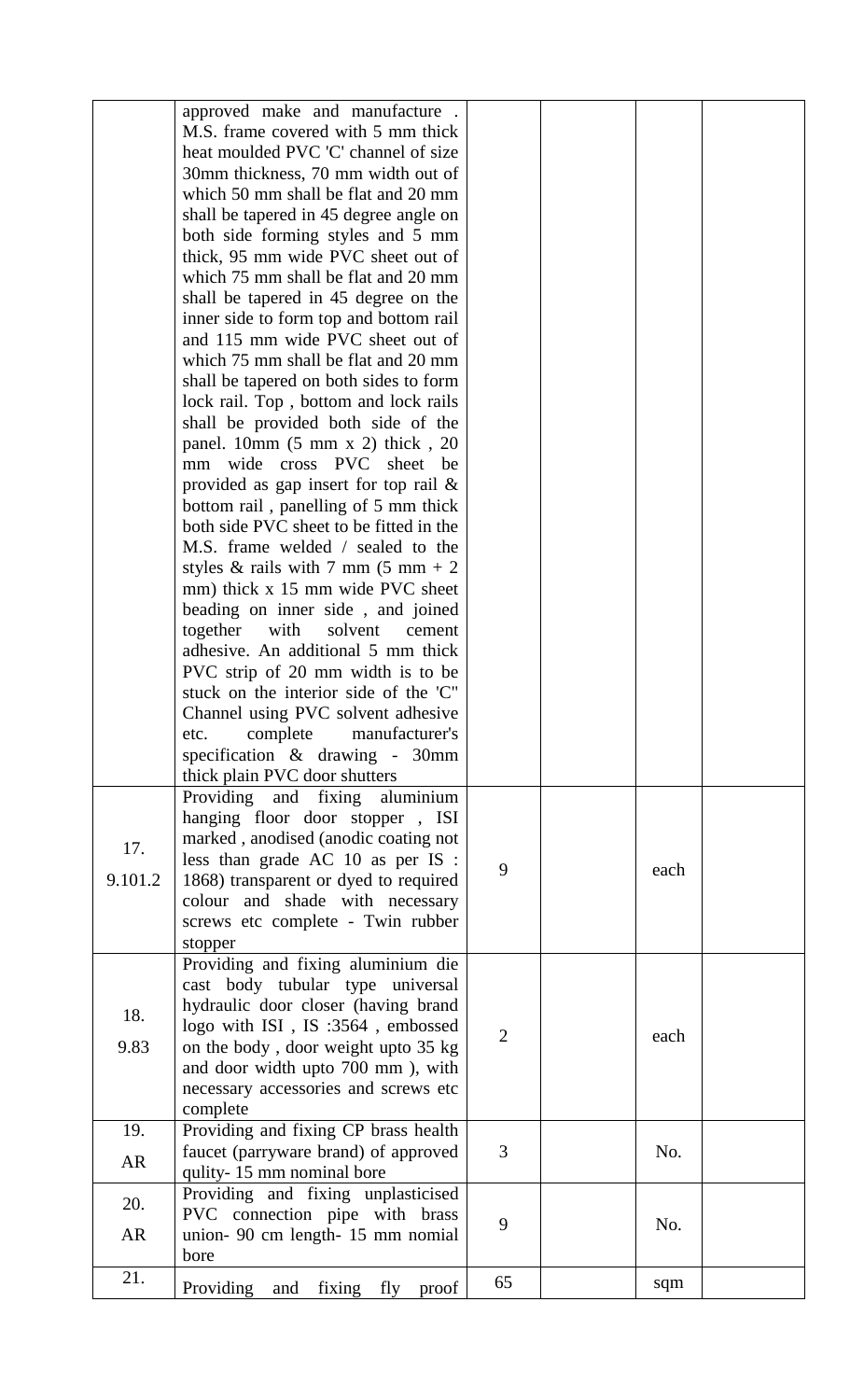| | | | | | |
|---|---|---|---|---|---|
| | approved make and manufacture . M.S. frame covered with 5 mm thick heat moulded PVC 'C' channel of size 30mm thickness, 70 mm width out of which 50 mm shall be flat and 20 mm shall be tapered in 45 degree angle on both side forming styles and 5 mm thick, 95 mm wide PVC sheet out of which 75 mm shall be flat and 20 mm shall be tapered in 45 degree on the inner side to form top and bottom rail and 115 mm wide PVC sheet out of which 75 mm shall be flat and 20 mm shall be tapered on both sides to form lock rail. Top , bottom and lock rails shall be provided both side of the panel. 10mm (5 mm x 2) thick , 20 mm wide cross PVC sheet be provided as gap insert for top rail & bottom rail , panelling of 5 mm thick both side PVC sheet to be fitted in the M.S. frame welded / sealed to the styles & rails with 7 mm (5 mm + 2 mm) thick x 15 mm wide PVC sheet beading on inner side , and joined together with solvent cement adhesive. An additional 5 mm thick PVC strip of 20 mm width is to be stuck on the interior side of the 'C" Channel using PVC solvent adhesive etc. complete manufacturer's specification & drawing - 30mm thick plain PVC door shutters | | | | |
| 17.<br>9.101.2 | Providing and fixing aluminium hanging floor door stopper , ISI marked , anodised (anodic coating not less than grade AC 10 as per IS : 1868) transparent or dyed to required colour and shade with necessary screws etc complete - Twin rubber stopper | 9 | | each | |
| 18.<br>9.83 | Providing and fixing aluminium die cast body tubular type universal hydraulic door closer (having brand logo with ISI , IS :3564 , embossed on the body , door weight upto 35 kg and door width upto 700 mm ), with necessary accessories and screws etc complete | 2 | | each | |
| 19.<br>AR | Providing and fixing CP brass health faucet (parryware brand) of approved qulity- 15 mm nominal bore | 3 | | No. | |
| 20.<br>AR | Providing and fixing unplasticised PVC connection pipe with brass union- 90 cm length- 15 mm nomial bore | 9 | | No. | |
| 21. | Providing and fixing fly proof | 65 | | sqm | |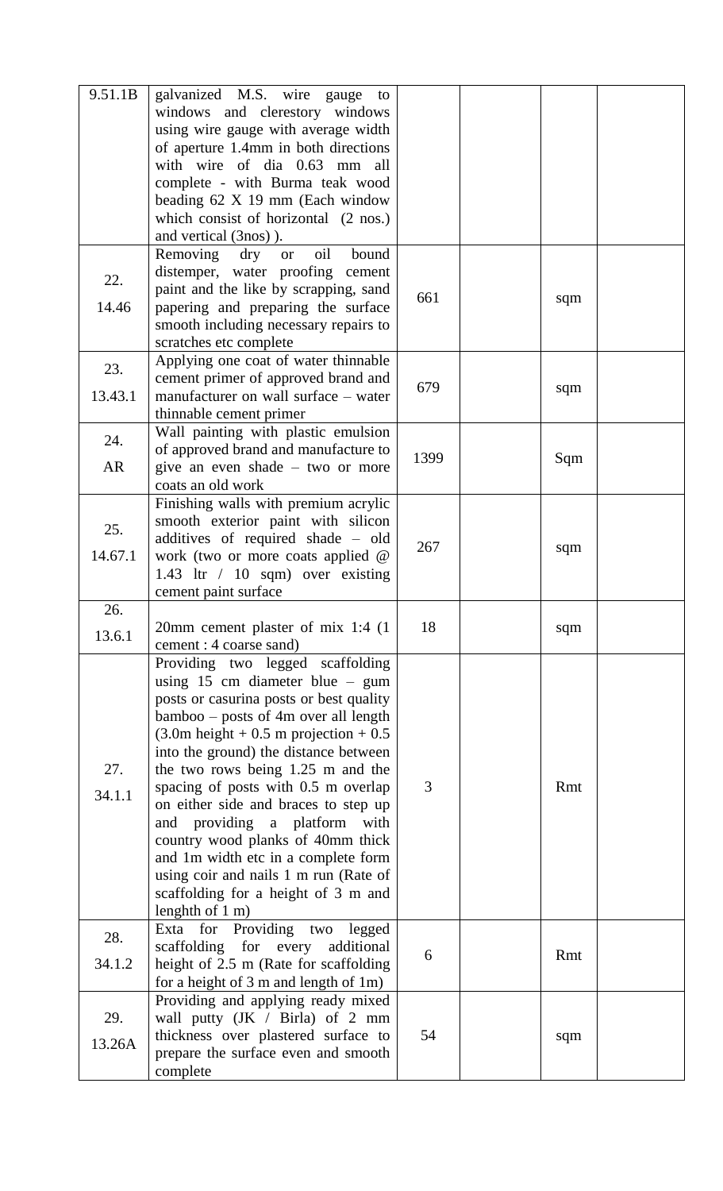| | | | | | |
|---|---|---|---|---|---|
| 9.51.1B | galvanized M.S. wire gauge to windows and clerestory windows using wire gauge with average width of aperture 1.4mm in both directions with wire of dia 0.63 mm all complete - with Burma teak wood beading 62 X 19 mm (Each window which consist of horizontal (2 nos.) and vertical (3nos) ). | | | | |
| 22. 14.46 | Removing dry or oil bound distemper, water proofing cement paint and the like by scrapping, sand papering and preparing the surface smooth including necessary repairs to scratches etc complete | 661 | | sqm | |
| 23. 13.43.1 | Applying one coat of water thinnable cement primer of approved brand and manufacturer on wall surface – water thinnable cement primer | 679 | | sqm | |
| 24. AR | Wall painting with plastic emulsion of approved brand and manufacture to give an even shade – two or more coats an old work | 1399 | | Sqm | |
| 25. 14.67.1 | Finishing walls with premium acrylic smooth exterior paint with silicon additives of required shade – old work (two or more coats applied @ 1.43 ltr / 10 sqm) over existing cement paint surface | 267 | | sqm | |
| 26. 13.6.1 | 20mm cement plaster of mix 1:4 (1 cement : 4 coarse sand) | 18 | | sqm | |
| 27. 34.1.1 | Providing two legged scaffolding using 15 cm diameter blue – gum posts or casurina posts or best quality bamboo – posts of 4m over all length (3.0m height + 0.5 m projection + 0.5 into the ground) the distance between the two rows being 1.25 m and the spacing of posts with 0.5 m overlap on either side and braces to step up and providing a platform with country wood planks of 40mm thick and 1m width etc in a complete form using coir and nails 1 m run (Rate of scaffolding for a height of 3 m and lenghth of 1 m) | 3 | | Rmt | |
| 28. 34.1.2 | Exta for Providing two legged scaffolding for every additional height of 2.5 m (Rate for scaffolding for a height of 3 m and length of 1m) | 6 | | Rmt | |
| 29. 13.26A | Providing and applying ready mixed wall putty (JK / Birla) of 2 mm thickness over plastered surface to prepare the surface even and smooth complete | 54 | | sqm | |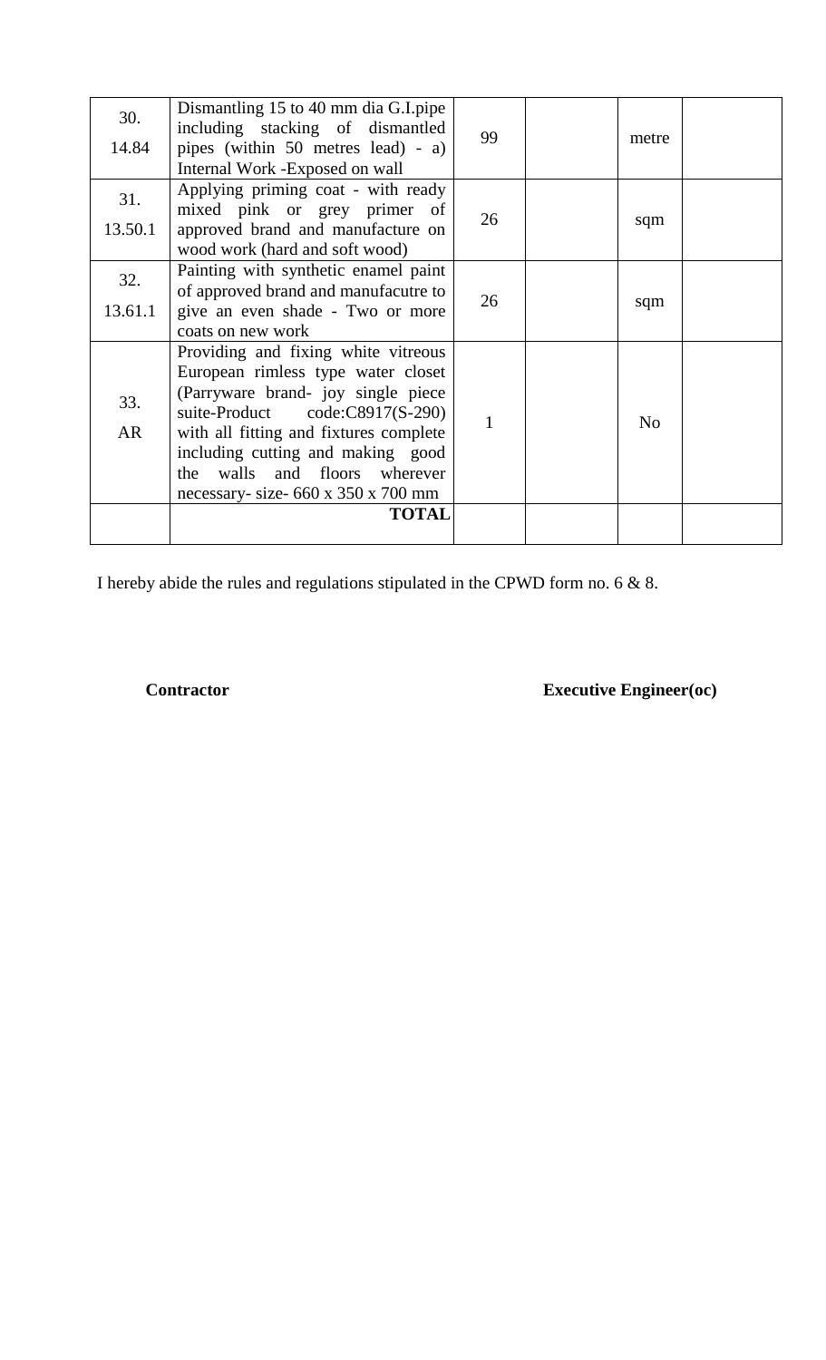| | | | | | |
|---|---|---|---|---|---|
| 30.<br>14.84 | Dismantling 15 to 40 mm dia G.I.pipe including stacking of dismantled pipes (within 50 metres lead) - a) Internal Work -Exposed on wall | 99 | | metre | |
| 31.<br>13.50.1 | Applying priming coat - with ready mixed pink or grey primer of approved brand and manufacture on wood work (hard and soft wood) | 26 | | sqm | |
| 32.<br>13.61.1 | Painting with synthetic enamel paint of approved brand and manufacutre to give an even shade - Two or more coats on new work | 26 | | sqm | |
| 33.<br>AR | Providing and fixing white vitreous European rimless type water closet (Parryware brand- joy single piece suite-Product code:C8917(S-290) with all fitting and fixtures complete including cutting and making good the walls and floors wherever necessary- size- 660 x 350 x 700 mm | 1 | | No | |
| | **TOTAL** | | | | |

I hereby abide the rules and regulations stipulated in the CPWD form no. 6 & 8.

**Contractor** **Executive Engineer(oc)**